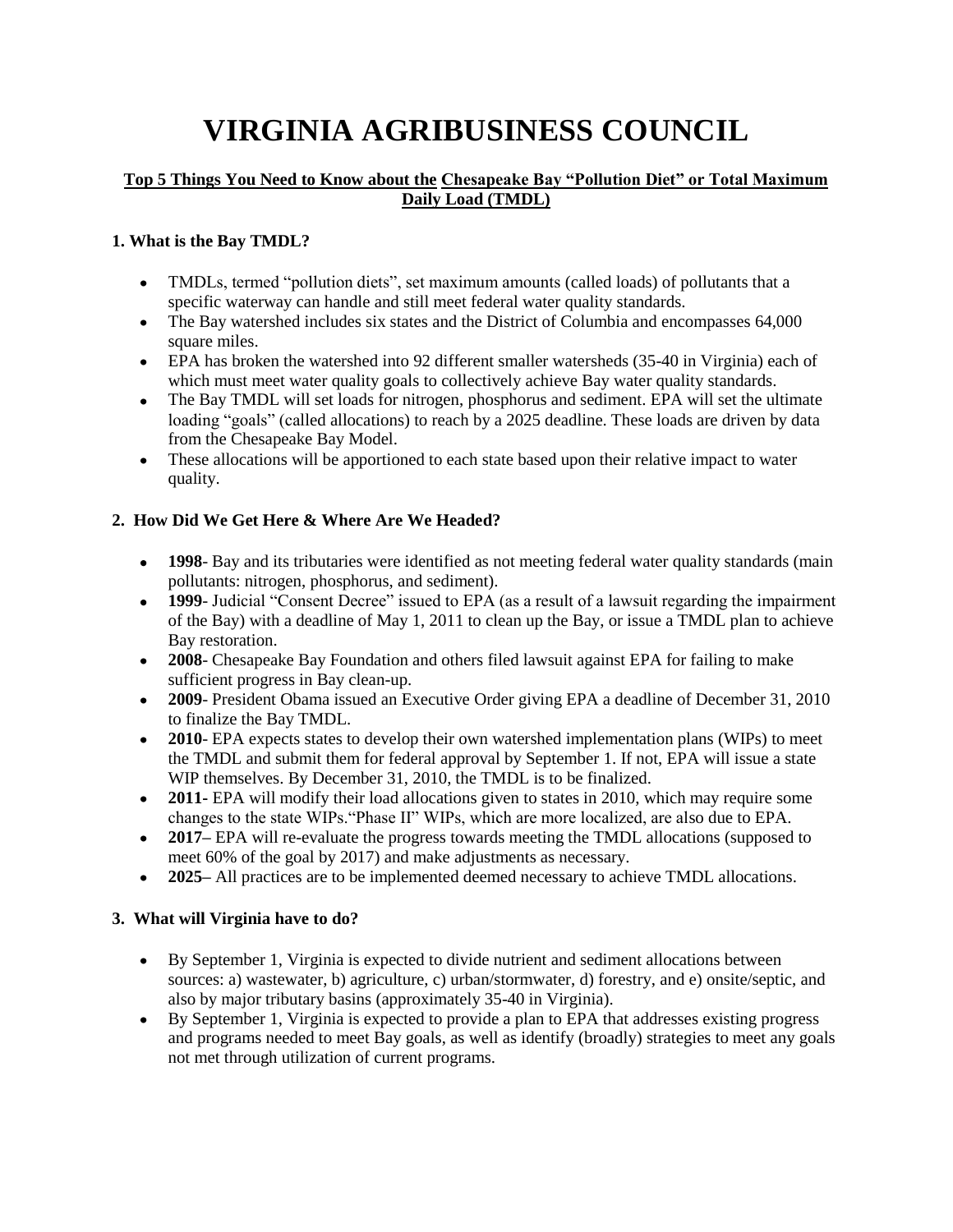# VIRGINIA AGRIBUSINESS COUNCIL

**Top 5 Things You Need to Know about the Chesapeake Bay "Pollution Diet" or Total Maximum Daily Load (TMDL)**

### 1. What is the Bay TMDL?

- TMDLs, termed "pollution diets", set maximum amounts (called loads) of pollutants that a specific waterway can handle and still meet federal water quality standards.
- The Bay watershed includes six states and the District of Columbia and encompasses 64,000 square miles.
- EPA has broken the watershed into 92 different smaller watersheds (35-40 in Virginia) each of which must meet water quality goals to collectively achieve Bay water quality standards.
- The Bay TMDL will set loads for nitrogen, phosphorus and sediment. EPA will set the ultimate loading "goals" (called allocations) to reach by a 2025 deadline. These loads are driven by data from the Chesapeake Bay Model.
- These allocations will be apportioned to each state based upon their relative impact to water quality.

### 2. How Did We Get Here & Where Are We Headed?

- **1998**- Bay and its tributaries were identified as not meeting federal water quality standards (main pollutants: nitrogen, phosphorus, and sediment).
- **1999**- Judicial "Consent Decree" issued to EPA (as a result of a lawsuit regarding the impairment of the Bay) with a deadline of May 1, 2011 to clean up the Bay, or issue a TMDL plan to achieve Bay restoration.
- **2008**- Chesapeake Bay Foundation and others filed lawsuit against EPA for failing to make sufficient progress in Bay clean-up.
- **2009**- President Obama issued an Executive Order giving EPA a deadline of December 31, 2010 to finalize the Bay TMDL.
- **2010**- EPA expects states to develop their own watershed implementation plans (WIPs) to meet the TMDL and submit them for federal approval by September 1. If not, EPA will issue a state WIP themselves. By December 31, 2010, the TMDL is to be finalized.
- **2011**- EPA will modify their load allocations given to states in 2010, which may require some changes to the state WIPs."Phase II" WIPs, which are more localized, are also due to EPA.
- **2017**– EPA will re-evaluate the progress towards meeting the TMDL allocations (supposed to meet 60% of the goal by 2017) and make adjustments as necessary.
- **2025**– All practices are to be implemented deemed necessary to achieve TMDL allocations.

### 3. What will Virginia have to do?

- By September 1, Virginia is expected to divide nutrient and sediment allocations between sources: a) wastewater, b) agriculture, c) urban/stormwater, d) forestry, and e) onsite/septic, and also by major tributary basins (approximately 35-40 in Virginia).
- By September 1, Virginia is expected to provide a plan to EPA that addresses existing progress and programs needed to meet Bay goals, as well as identify (broadly) strategies to meet any goals not met through utilization of current programs.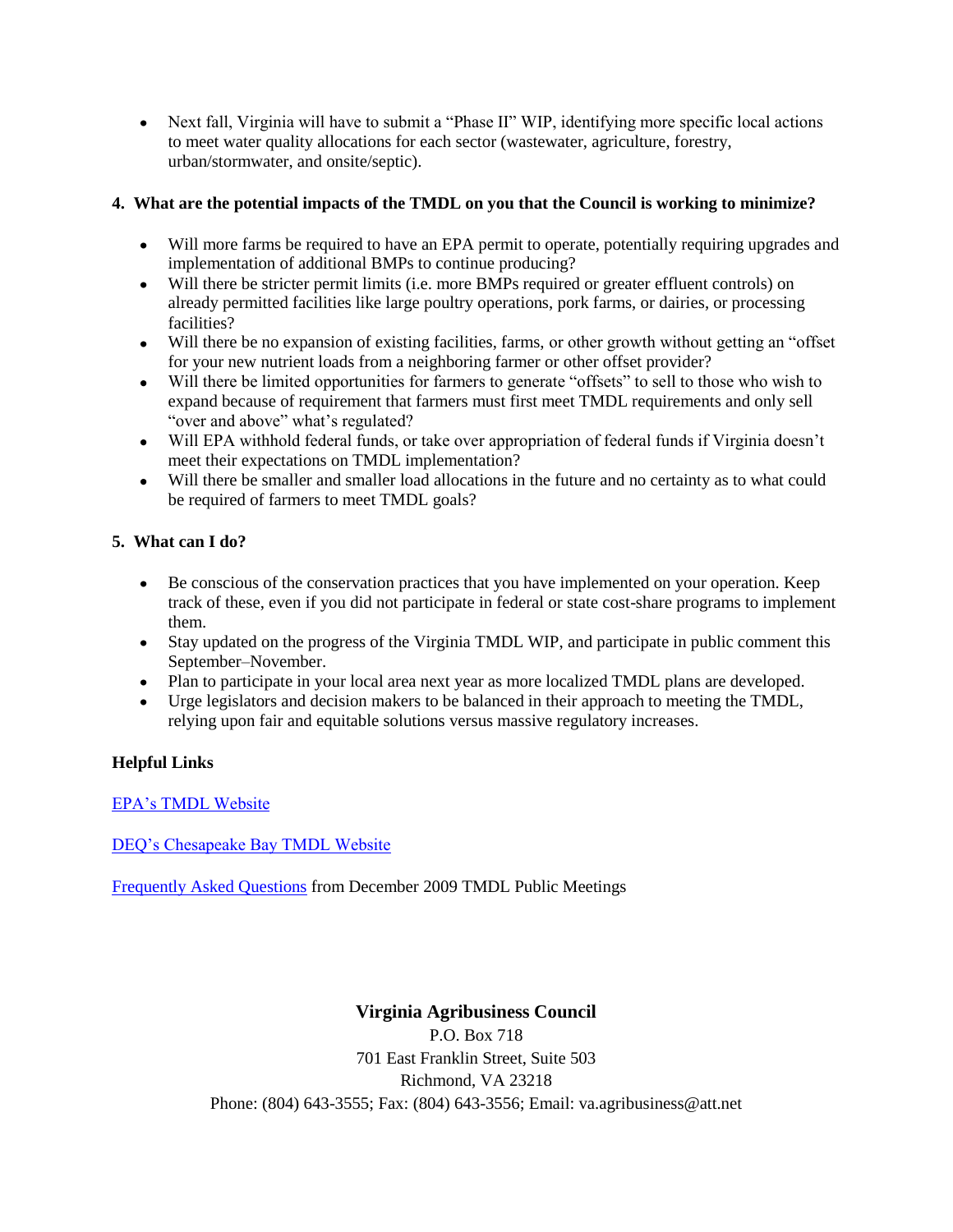- Next fall, Virginia will have to submit a "Phase II" WIP, identifying more specific local actions to meet water quality allocations for each sector (wastewater, agriculture, forestry, urban/stormwater, and onsite/septic).

**4. What are the potential impacts of the TMDL on you that the Council is working to minimize?**

- Will more farms be required to have an EPA permit to operate, potentially requiring upgrades and implementation of additional BMPs to continue producing?
- Will there be stricter permit limits (i.e. more BMPs required or greater effluent controls) on already permitted facilities like large poultry operations, pork farms, or dairies, or processing facilities?
- Will there be no expansion of existing facilities, farms, or other growth without getting an "offset for your new nutrient loads from a neighboring farmer or other offset provider?
- Will there be limited opportunities for farmers to generate "offsets" to sell to those who wish to expand because of requirement that farmers must first meet TMDL requirements and only sell "over and above" what's regulated?
- Will EPA withhold federal funds, or take over appropriation of federal funds if Virginia doesn't meet their expectations on TMDL implementation?
- Will there be smaller and smaller load allocations in the future and no certainty as to what could be required of farmers to meet TMDL goals?

**5. What can I do?**

- Be conscious of the conservation practices that you have implemented on your operation. Keep track of these, even if you did not participate in federal or state cost-share programs to implement them.
- Stay updated on the progress of the Virginia TMDL WIP, and participate in public comment this September–November.
- Plan to participate in your local area next year as more localized TMDL plans are developed.
- Urge legislators and decision makers to be balanced in their approach to meeting the TMDL, relying upon fair and equitable solutions versus massive regulatory increases.

**Helpful Links**

EPA's TMDL Website

DEQ's Chesapeake Bay TMDL Website

Frequently Asked Questions from December 2009 TMDL Public Meetings

**Virginia Agribusiness Council**
P.O. Box 718
701 East Franklin Street, Suite 503
Richmond, VA 23218
Phone: (804) 643-3555; Fax: (804) 643-3556; Email: va.agribusiness@att.net